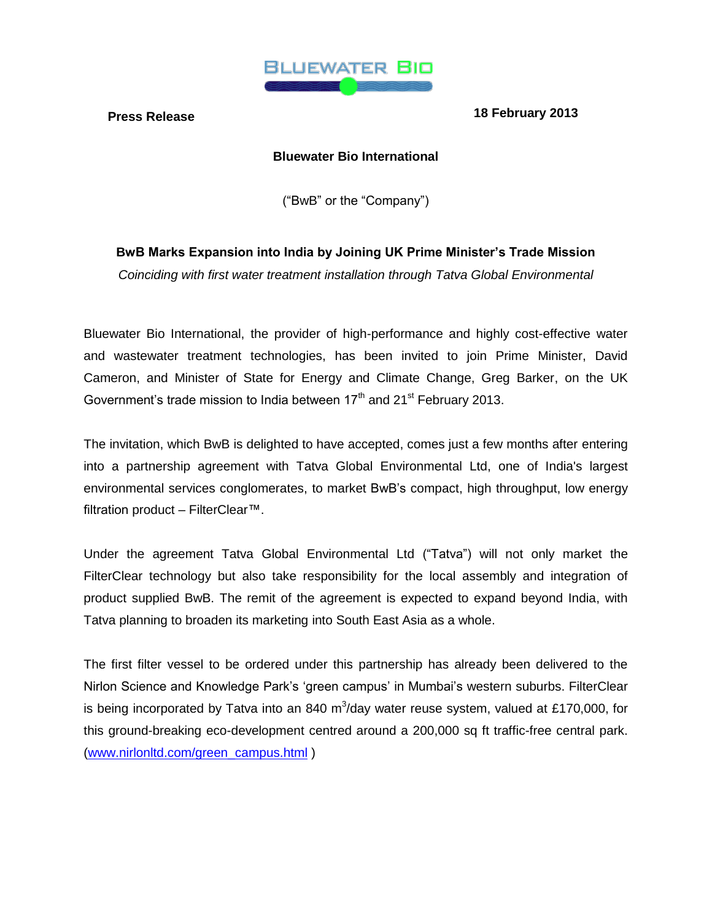BLUEWATER BIO

**Press Release** **18 February 2013**

**Bluewater Bio International**

(“BwB” or the “Company”)

**BwB Marks Expansion into India by Joining UK Prime Minister’s Trade Mission**

*Coinciding with first water treatment installation through Tatva Global Environmental*

Bluewater Bio International, the provider of high-performance and highly cost-effective water and wastewater treatment technologies, has been invited to join Prime Minister, David Cameron, and Minister of State for Energy and Climate Change, Greg Barker, on the UK Government’s trade mission to India between 17th and 21st February 2013.

The invitation, which BwB is delighted to have accepted, comes just a few months after entering into a partnership agreement with Tatva Global Environmental Ltd, one of India's largest environmental services conglomerates, to market BwB’s compact, high throughput, low energy filtration product – FilterClear™.

Under the agreement Tatva Global Environmental Ltd (“Tatva”) will not only market the FilterClear technology but also take responsibility for the local assembly and integration of product supplied BwB. The remit of the agreement is expected to expand beyond India, with Tatva planning to broaden its marketing into South East Asia as a whole.

The first filter vessel to be ordered under this partnership has already been delivered to the Nirlon Science and Knowledge Park’s ‘green campus’ in Mumbai’s western suburbs. FilterClear is being incorporated by Tatva into an 840 $m^3$/day water reuse system, valued at £170,000, for this ground-breaking eco-development centred around a 200,000 sq ft traffic-free central park. (www.nirlonltd.com/green_campus.html )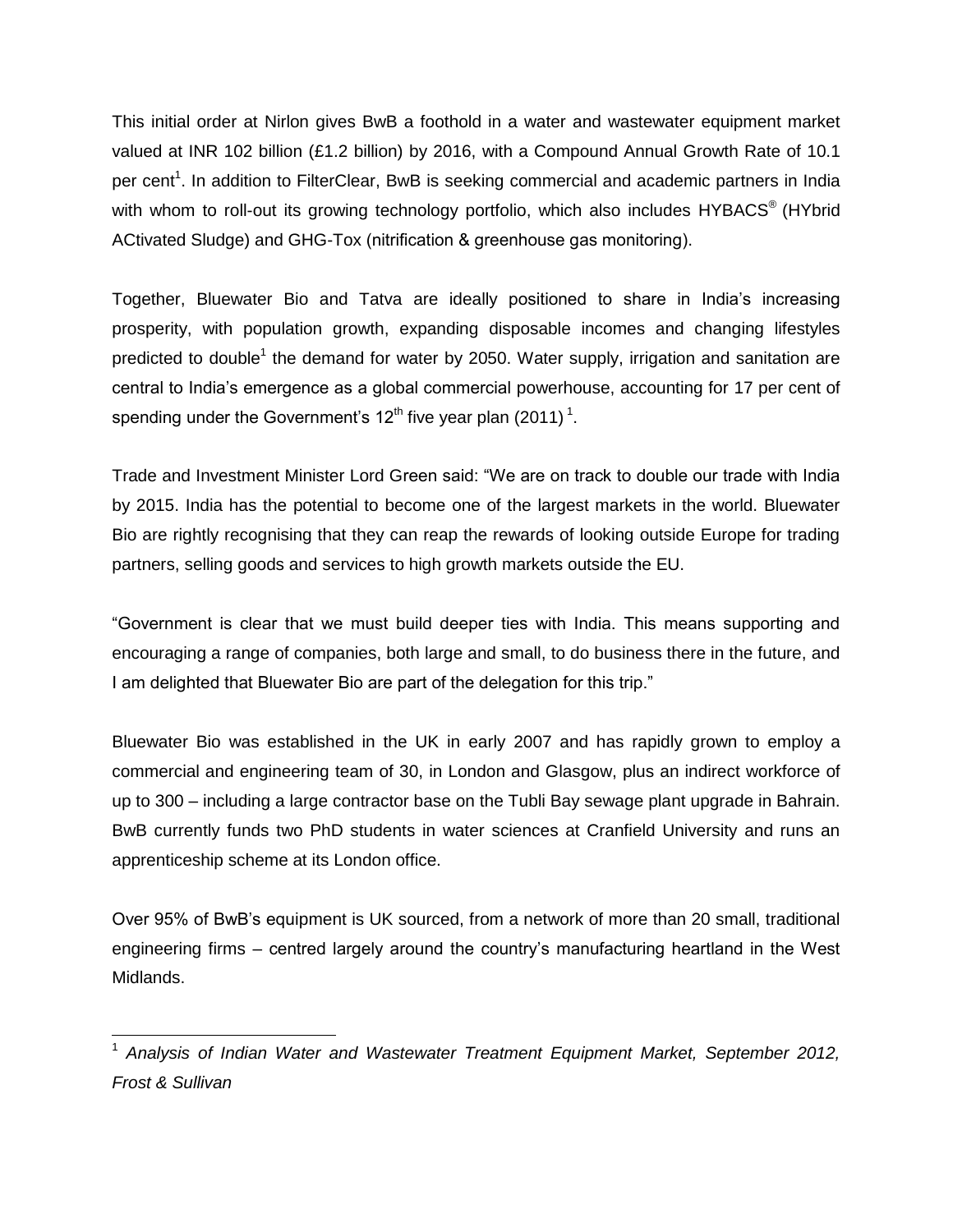This initial order at Nirlon gives BwB a foothold in a water and wastewater equipment market valued at INR 102 billion (£1.2 billion) by 2016, with a Compound Annual Growth Rate of 10.1 per cent[1]. In addition to FilterClear, BwB is seeking commercial and academic partners in India with whom to roll-out its growing technology portfolio, which also includes HYBACS® (HYbrid ACtivated Sludge) and GHG-Tox (nitrification & greenhouse gas monitoring).

Together, Bluewater Bio and Tatva are ideally positioned to share in India's increasing prosperity, with population growth, expanding disposable incomes and changing lifestyles predicted to double[1] the demand for water by 2050. Water supply, irrigation and sanitation are central to India's emergence as a global commercial powerhouse, accounting for 17 per cent of spending under the Government's 12th five year plan (2011)[1].

Trade and Investment Minister Lord Green said: "We are on track to double our trade with India by 2015. India has the potential to become one of the largest markets in the world. Bluewater Bio are rightly recognising that they can reap the rewards of looking outside Europe for trading partners, selling goods and services to high growth markets outside the EU.

"Government is clear that we must build deeper ties with India. This means supporting and encouraging a range of companies, both large and small, to do business there in the future, and I am delighted that Bluewater Bio are part of the delegation for this trip."

Bluewater Bio was established in the UK in early 2007 and has rapidly grown to employ a commercial and engineering team of 30, in London and Glasgow, plus an indirect workforce of up to 300 – including a large contractor base on the Tubli Bay sewage plant upgrade in Bahrain. BwB currently funds two PhD students in water sciences at Cranfield University and runs an apprenticeship scheme at its London office.

Over 95% of BwB's equipment is UK sourced, from a network of more than 20 small, traditional engineering firms – centred largely around the country's manufacturing heartland in the West Midlands.

---

[1] *Analysis of Indian Water and Wastewater Treatment Equipment Market, September 2012, Frost & Sullivan*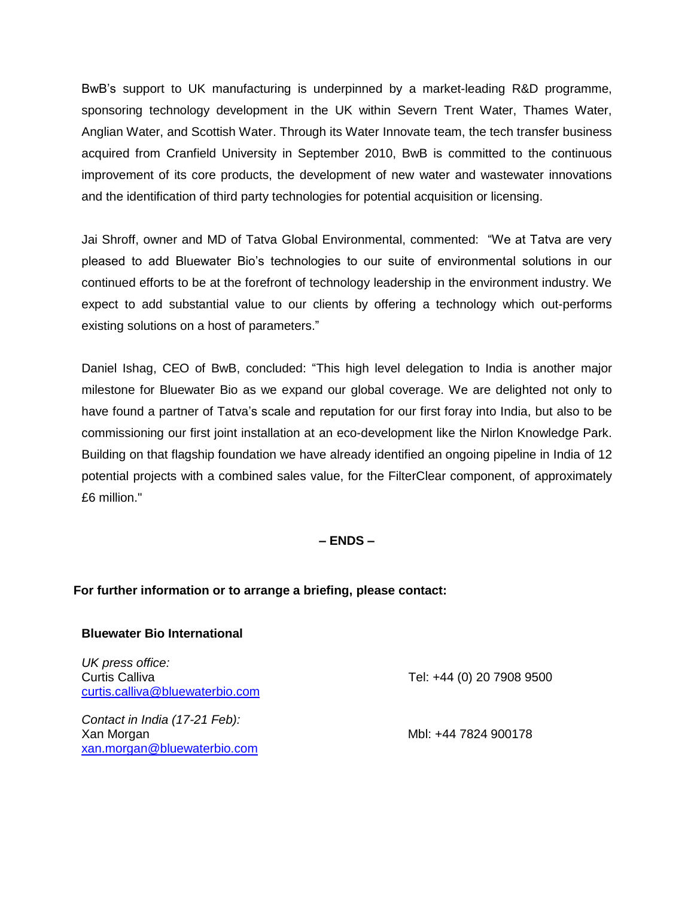BwB's support to UK manufacturing is underpinned by a market-leading R&D programme, sponsoring technology development in the UK within Severn Trent Water, Thames Water, Anglian Water, and Scottish Water. Through its Water Innovate team, the tech transfer business acquired from Cranfield University in September 2010, BwB is committed to the continuous improvement of its core products, the development of new water and wastewater innovations and the identification of third party technologies for potential acquisition or licensing.

Jai Shroff, owner and MD of Tatva Global Environmental, commented: "We at Tatva are very pleased to add Bluewater Bio's technologies to our suite of environmental solutions in our continued efforts to be at the forefront of technology leadership in the environment industry. We expect to add substantial value to our clients by offering a technology which out-performs existing solutions on a host of parameters."

Daniel Ishag, CEO of BwB, concluded: "This high level delegation to India is another major milestone for Bluewater Bio as we expand our global coverage. We are delighted not only to have found a partner of Tatva's scale and reputation for our first foray into India, but also to be commissioning our first joint installation at an eco-development like the Nirlon Knowledge Park. Building on that flagship foundation we have already identified an ongoing pipeline in India of 12 potential projects with a combined sales value, for the FilterClear component, of approximately £6 million."

**– ENDS –**

**For further information or to arrange a briefing, please contact:**

**Bluewater Bio International**

*UK press office:*
Curtis Calliva — Tel: +44 (0) 20 7908 9500
curtis.calliva@bluewaterbio.com

*Contact in India (17-21 Feb):*
Xan Morgan — Mbl: +44 7824 900178
xan.morgan@bluewaterbio.com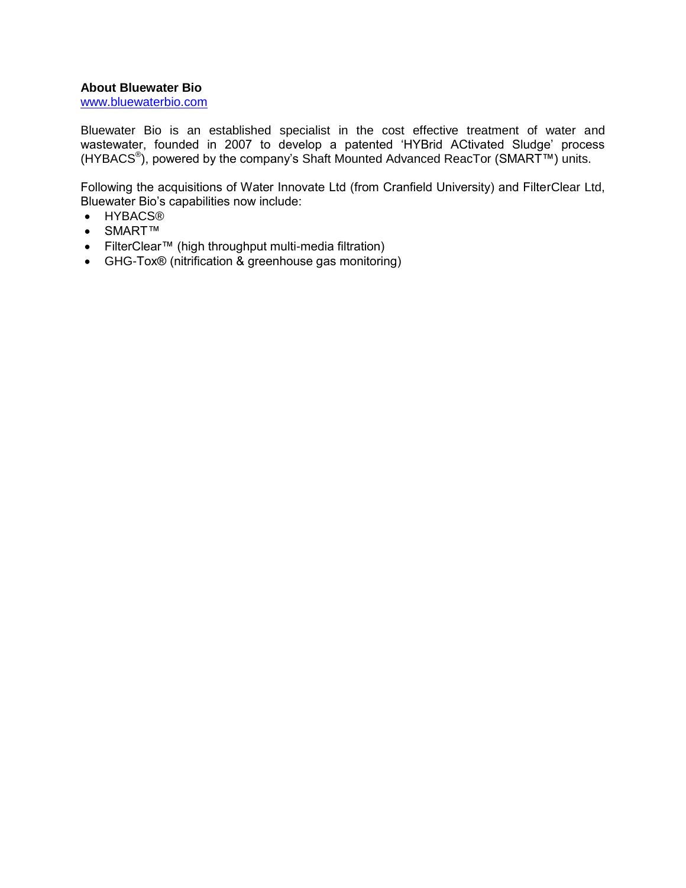**About Bluewater Bio**

www.bluewaterbio.com

Bluewater Bio is an established specialist in the cost effective treatment of water and wastewater, founded in 2007 to develop a patented 'HYBrid ACtivated Sludge' process (HYBACS®), powered by the company's Shaft Mounted Advanced ReacTor (SMART™) units.

Following the acquisitions of Water Innovate Ltd (from Cranfield University) and FilterClear Ltd, Bluewater Bio's capabilities now include:

- HYBACS®
- SMART™
- FilterClear™ (high throughput multi-media filtration)
- GHG-Tox® (nitrification & greenhouse gas monitoring)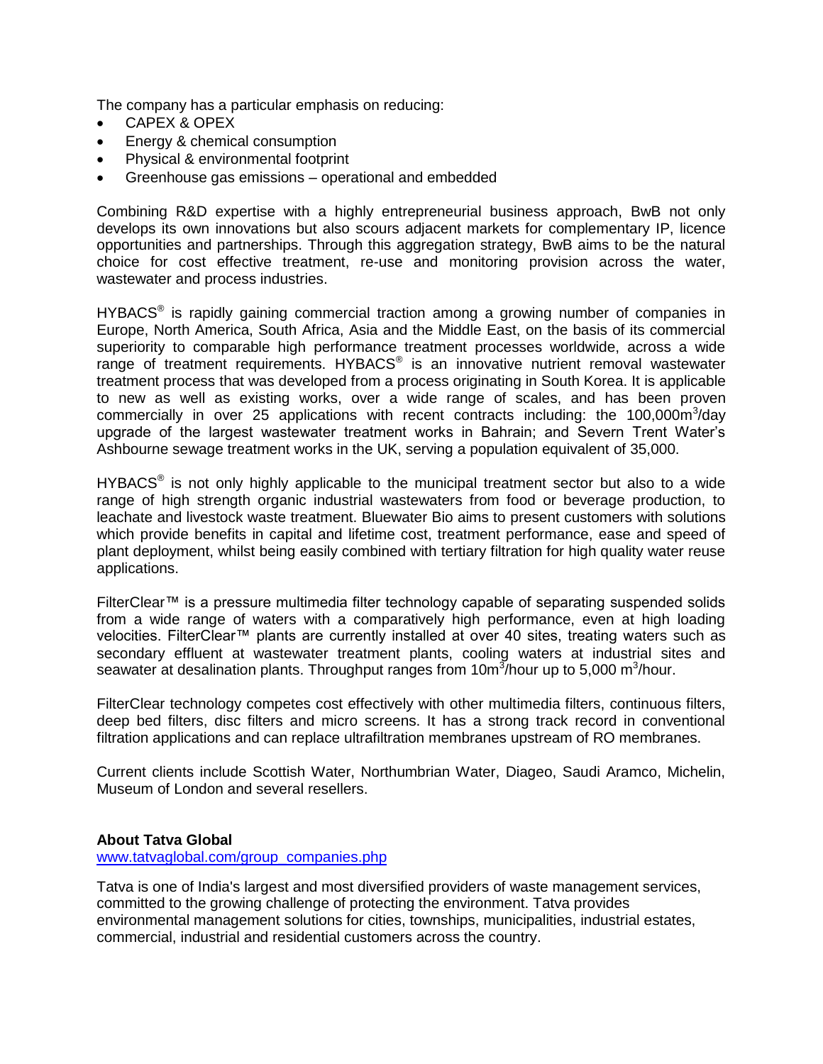The company has a particular emphasis on reducing:

- CAPEX & OPEX
- Energy & chemical consumption
- Physical & environmental footprint
- Greenhouse gas emissions – operational and embedded

Combining R&D expertise with a highly entrepreneurial business approach, BwB not only develops its own innovations but also scours adjacent markets for complementary IP, licence opportunities and partnerships. Through this aggregation strategy, BwB aims to be the natural choice for cost effective treatment, re-use and monitoring provision across the water, wastewater and process industries.

HYBACS® is rapidly gaining commercial traction among a growing number of companies in Europe, North America, South Africa, Asia and the Middle East, on the basis of its commercial superiority to comparable high performance treatment processes worldwide, across a wide range of treatment requirements. HYBACS® is an innovative nutrient removal wastewater treatment process that was developed from a process originating in South Korea. It is applicable to new as well as existing works, over a wide range of scales, and has been proven commercially in over 25 applications with recent contracts including: the 100,000m$^3$/day upgrade of the largest wastewater treatment works in Bahrain; and Severn Trent Water's Ashbourne sewage treatment works in the UK, serving a population equivalent of 35,000.

HYBACS® is not only highly applicable to the municipal treatment sector but also to a wide range of high strength organic industrial wastewaters from food or beverage production, to leachate and livestock waste treatment. Bluewater Bio aims to present customers with solutions which provide benefits in capital and lifetime cost, treatment performance, ease and speed of plant deployment, whilst being easily combined with tertiary filtration for high quality water reuse applications.

FilterClear™ is a pressure multimedia filter technology capable of separating suspended solids from a wide range of waters with a comparatively high performance, even at high loading velocities. FilterClear™ plants are currently installed at over 40 sites, treating waters such as secondary effluent at wastewater treatment plants, cooling waters at industrial sites and seawater at desalination plants. Throughput ranges from 10m$^3$/hour up to 5,000 m$^3$/hour.

FilterClear technology competes cost effectively with other multimedia filters, continuous filters, deep bed filters, disc filters and micro screens. It has a strong track record in conventional filtration applications and can replace ultrafiltration membranes upstream of RO membranes.

Current clients include Scottish Water, Northumbrian Water, Diageo, Saudi Aramco, Michelin, Museum of London and several resellers.

**About Tatva Global**

www.tatvaglobal.com/group_companies.php

Tatva is one of India's largest and most diversified providers of waste management services, committed to the growing challenge of protecting the environment. Tatva provides environmental management solutions for cities, townships, municipalities, industrial estates, commercial, industrial and residential customers across the country.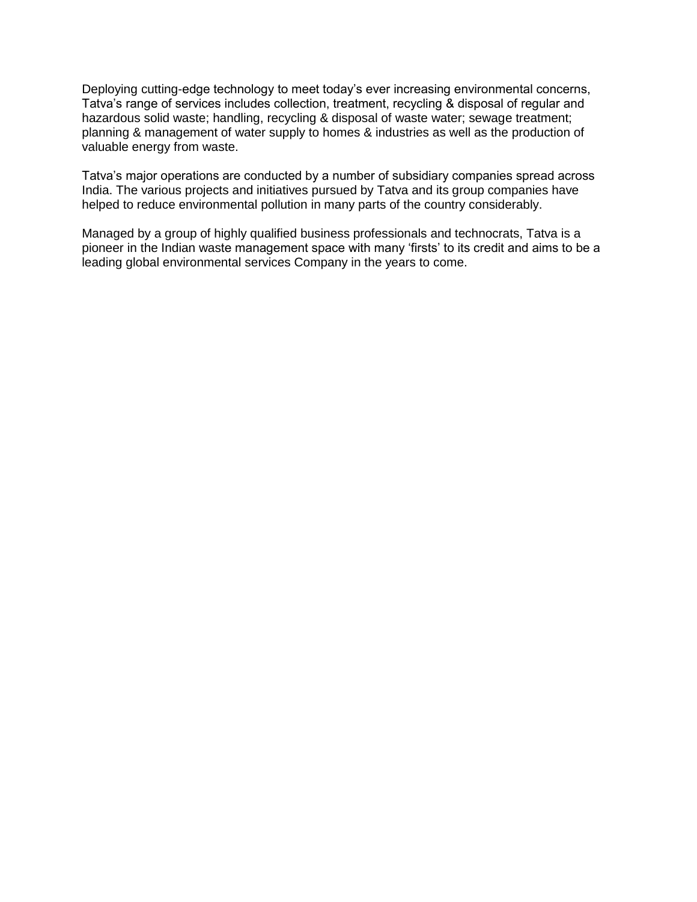Deploying cutting-edge technology to meet today's ever increasing environmental concerns, Tatva's range of services includes collection, treatment, recycling & disposal of regular and hazardous solid waste; handling, recycling & disposal of waste water; sewage treatment; planning & management of water supply to homes & industries as well as the production of valuable energy from waste.

Tatva's major operations are conducted by a number of subsidiary companies spread across India. The various projects and initiatives pursued by Tatva and its group companies have helped to reduce environmental pollution in many parts of the country considerably.

Managed by a group of highly qualified business professionals and technocrats, Tatva is a pioneer in the Indian waste management space with many 'firsts' to its credit and aims to be a leading global environmental services Company in the years to come.